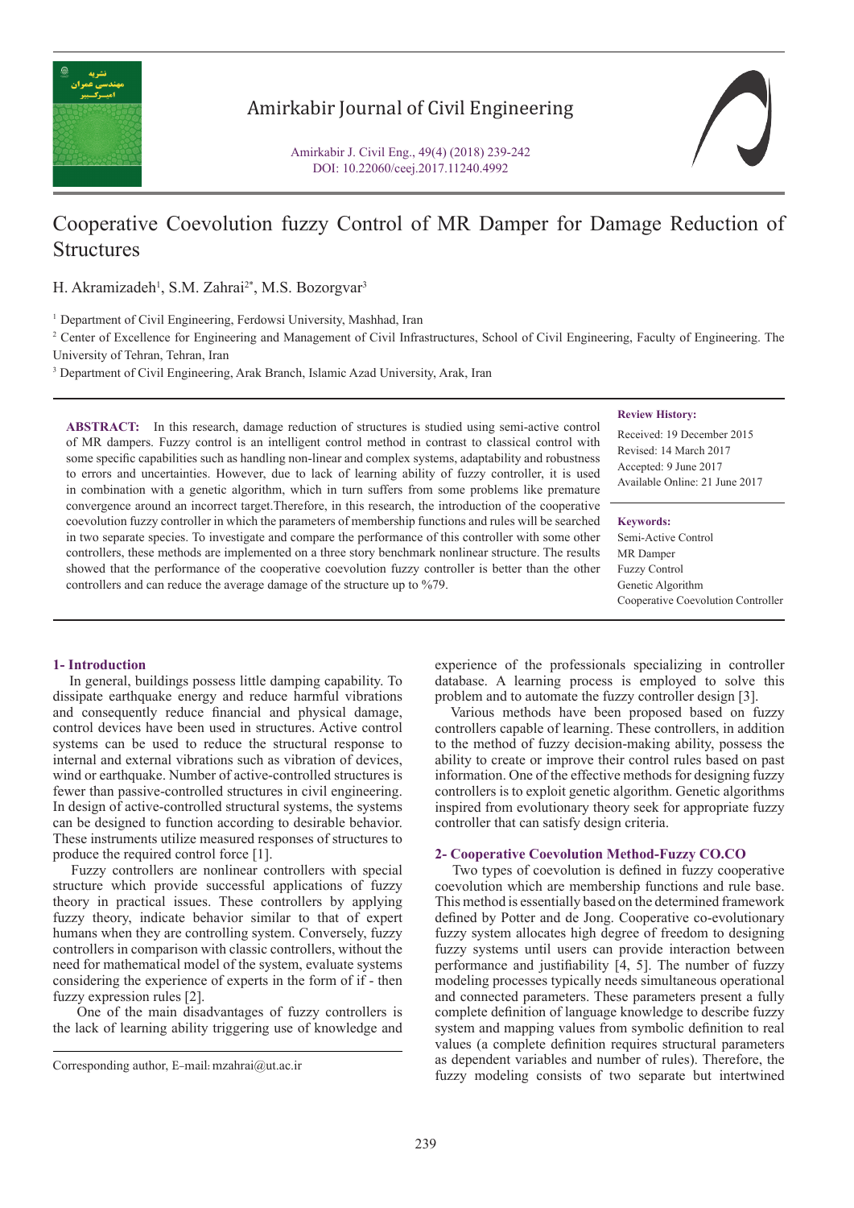# Cooperative Coevolution fuzzy Control of MR Damper for Damage Reduction of Structures

H. Akramizadeh[1], S.M. Zahrai[2*], M.S. Bozorgvar[3]

[1] Department of Civil Engineering, Ferdowsi University, Mashhad, Iran

[2] Center of Excellence for Engineering and Management of Civil Infrastructures, School of Civil Engineering, Faculty of Engineering. The University of Tehran, Tehran, Iran

[3] Department of Civil Engineering, Arak Branch, Islamic Azad University, Arak, Iran

**ABSTRACT:** In this research, damage reduction of structures is studied using semi-active control of MR dampers. Fuzzy control is an intelligent control method in contrast to classical control with some specific capabilities such as handling non-linear and complex systems, adaptability and robustness to errors and uncertainties. However, due to lack of learning ability of fuzzy controller, it is used in combination with a genetic algorithm, which in turn suffers from some problems like premature convergence around an incorrect target.Therefore, in this research, the introduction of the cooperative coevolution fuzzy controller in which the parameters of membership functions and rules will be searched in two separate species. To investigate and compare the performance of this controller with some other controllers, these methods are implemented on a three story benchmark nonlinear structure. The results showed that the performance of the cooperative coevolution fuzzy controller is better than the other controllers and can reduce the average damage of the structure up to %79.

**Review History:**

Received: 19 December 2015
Revised: 14 March 2017
Accepted: 9 June 2017
Available Online: 21 June 2017

**Keywords:**

Semi-Active Control
MR Damper
Fuzzy Control
Genetic Algorithm
Cooperative Coevolution Controller

## 1- Introduction

In general, buildings possess little damping capability. To dissipate earthquake energy and reduce harmful vibrations and consequently reduce financial and physical damage, control devices have been used in structures. Active control systems can be used to reduce the structural response to internal and external vibrations such as vibration of devices, wind or earthquake. Number of active-controlled structures is fewer than passive-controlled structures in civil engineering. In design of active-controlled structural systems, the systems can be designed to function according to desirable behavior. These instruments utilize measured responses of structures to produce the required control force [1].

Fuzzy controllers are nonlinear controllers with special structure which provide successful applications of fuzzy theory in practical issues. These controllers by applying fuzzy theory, indicate behavior similar to that of expert humans when they are controlling system. Conversely, fuzzy controllers in comparison with classic controllers, without the need for mathematical model of the system, evaluate systems considering the experience of experts in the form of if - then fuzzy expression rules [2].

One of the main disadvantages of fuzzy controllers is the lack of learning ability triggering use of knowledge and experience of the professionals specializing in controller database. A learning process is employed to solve this problem and to automate the fuzzy controller design [3].

Various methods have been proposed based on fuzzy controllers capable of learning. These controllers, in addition to the method of fuzzy decision-making ability, possess the ability to create or improve their control rules based on past information. One of the effective methods for designing fuzzy controllers is to exploit genetic algorithm. Genetic algorithms inspired from evolutionary theory seek for appropriate fuzzy controller that can satisfy design criteria.

## 2- Cooperative Coevolution Method-Fuzzy CO.CO

Two types of coevolution is defined in fuzzy cooperative coevolution which are membership functions and rule base. This method is essentially based on the determined framework defined by Potter and de Jong. Cooperative co-evolutionary fuzzy system allocates high degree of freedom to designing fuzzy systems until users can provide interaction between performance and justifiability [4, 5]. The number of fuzzy modeling processes typically needs simultaneous operational and connected parameters. These parameters present a fully complete definition of language knowledge to describe fuzzy system and mapping values from symbolic definition to real values (a complete definition requires structural parameters as dependent variables and number of rules). Therefore, the fuzzy modeling consists of two separate but intertwined

Corresponding author, E-mail: mzahrai@ut.ac.ir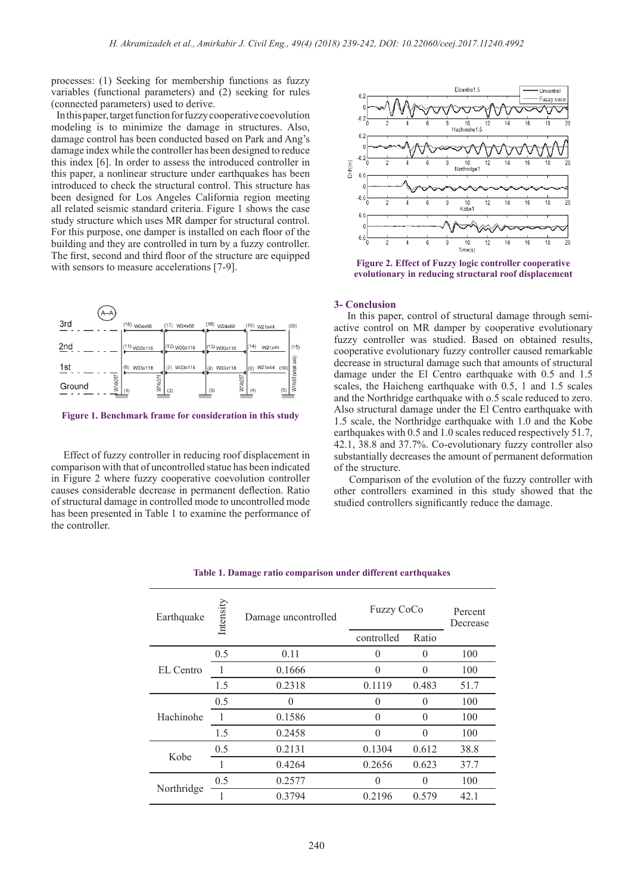processes: (1) Seeking for membership functions as fuzzy variables (functional parameters) and (2) seeking for rules (connected parameters) used to derive.

In this paper, target function for fuzzy cooperative coevolution modeling is to minimize the damage in structures. Also, damage control has been conducted based on Park and Ang's damage index while the controller has been designed to reduce this index [6]. In order to assess the introduced controller in this paper, a nonlinear structure under earthquakes has been introduced to check the structural control. This structure has been designed for Los Angeles California region meeting all related seismic standard criteria. Figure 1 shows the case study structure which uses MR damper for structural control. For this purpose, one damper is installed on each floor of the building and they are controlled in turn by a fuzzy controller. The first, second and third floor of the structure are equipped with sensors to measure accelerations [7-9].

**Figure 1. Benchmark frame for consideration in this study**

Effect of fuzzy controller in reducing roof displacement in comparison with that of uncontrolled statue has been indicated in Figure 2 where fuzzy cooperative coevolution controller causes considerable decrease in permanent deflection. Ratio of structural damage in controlled mode to uncontrolled mode has been presented in Table 1 to examine the performance of the controller.

**Figure 2. Effect of Fuzzy logic controller cooperative evolutionary in reducing structural roof displacement**

## 3- Conclusion

In this paper, control of structural damage through semi-active control on MR damper by cooperative evolutionary fuzzy controller was studied. Based on obtained results, cooperative evolutionary fuzzy controller caused remarkable decrease in structural damage such that amounts of structural damage under the El Centro earthquake with 0.5 and 1.5 scales, the Haicheng earthquake with 0.5, 1 and 1.5 scales and the Northridge earthquake with o.5 scale reduced to zero. Also structural damage under the El Centro earthquake with 1.5 scale, the Northridge earthquake with 1.0 and the Kobe earthquakes with 0.5 and 1.0 scales reduced respectively 51.7, 42.1, 38.8 and 37.7%. Co-evolutionary fuzzy controller also substantially decreases the amount of permanent deformation of the structure.

Comparison of the evolution of the fuzzy controller with other controllers examined in this study showed that the studied controllers significantly reduce the damage.

**Table 1. Damage ratio comparison under different earthquakes**

| Earthquake | Intensity | Damage uncontrolled | Fuzzy CoCo | | Percent Decrease |
|---|---|---|---|---|---|
| | | | controlled | Ratio | |
| EL Centro | 0.5 | 0.11 | 0 | 0 | 100 |
| | 1 | 0.1666 | 0 | 0 | 100 |
| | 1.5 | 0.2318 | 0.1119 | 0.483 | 51.7 |
| Hachinohe | 0.5 | 0 | 0 | 0 | 100 |
| | 1 | 0.1586 | 0 | 0 | 100 |
| | 1.5 | 0.2458 | 0 | 0 | 100 |
| Kobe | 0.5 | 0.2131 | 0.1304 | 0.612 | 38.8 |
| | 1 | 0.4264 | 0.2656 | 0.623 | 37.7 |
| Northridge | 0.5 | 0.2577 | 0 | 0 | 100 |
| | 1 | 0.3794 | 0.2196 | 0.579 | 42.1 |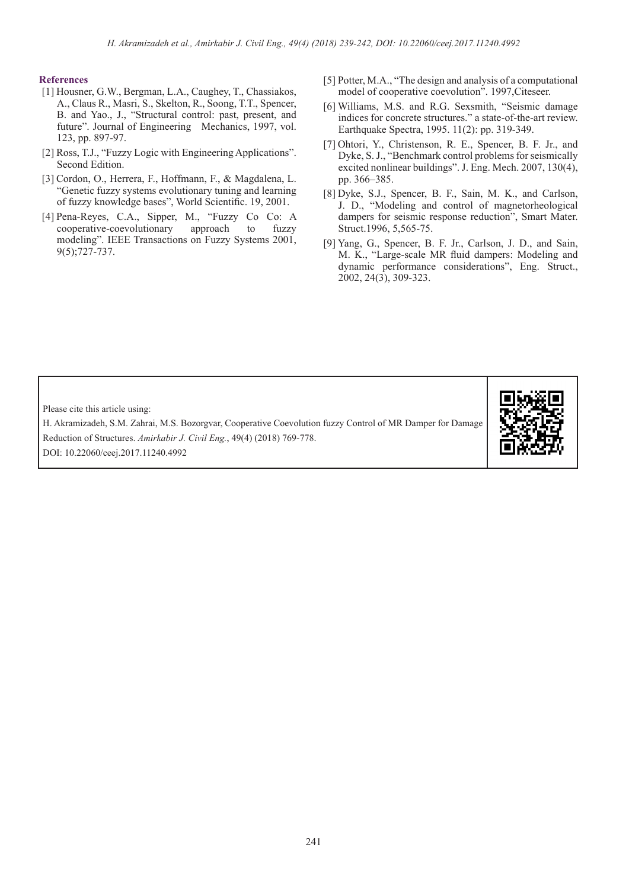## References

[1] Housner, G.W., Bergman, L.A., Caughey, T., Chassiakos, A., Claus R., Masri, S., Skelton, R., Soong, T.T., Spencer, B. and Yao., J., "Structural control: past, present, and future". Journal of Engineering Mechanics, 1997, vol. 123, pp. 897-97.

[2] Ross, T.J., "Fuzzy Logic with Engineering Applications". Second Edition.

[3] Cordon, O., Herrera, F., Hoffmann, F., & Magdalena, L. "Genetic fuzzy systems evolutionary tuning and learning of fuzzy knowledge bases", World Scientific. 19, 2001.

[4] Pena-Reyes, C.A., Sipper, M., "Fuzzy Co Co: A cooperative-coevolutionary approach to fuzzy modeling". IEEE Transactions on Fuzzy Systems 2001, 9(5);727-737.

[5] Potter, M.A., "The design and analysis of a computational model of cooperative coevolution". 1997,Citeseer.

[6] Williams, M.S. and R.G. Sexsmith, "Seismic damage indices for concrete structures." a state-of-the-art review. Earthquake Spectra, 1995. 11(2): pp. 319-349.

[7] Ohtori, Y., Christenson, R. E., Spencer, B. F. Jr., and Dyke, S. J., "Benchmark control problems for seismically excited nonlinear buildings". J. Eng. Mech. 2007, 130(4), pp. 366–385.

[8] Dyke, S.J., Spencer, B. F., Sain, M. K., and Carlson, J. D., "Modeling and control of magnetorheological dampers for seismic response reduction", Smart Mater. Struct.1996, 5,565-75.

[9] Yang, G., Spencer, B. F. Jr., Carlson, J. D., and Sain, M. K., "Large-scale MR fluid dampers: Modeling and dynamic performance considerations", Eng. Struct., 2002, 24(3), 309-323.

Please cite this article using:

H. Akramizadeh, S.M. Zahrai, M.S. Bozorgvar, Cooperative Coevolution fuzzy Control of MR Damper for Damage Reduction of Structures. *Amirkabir J. Civil Eng.*, 49(4) (2018) 769-778.

DOI: 10.22060/ceej.2017.11240.4992